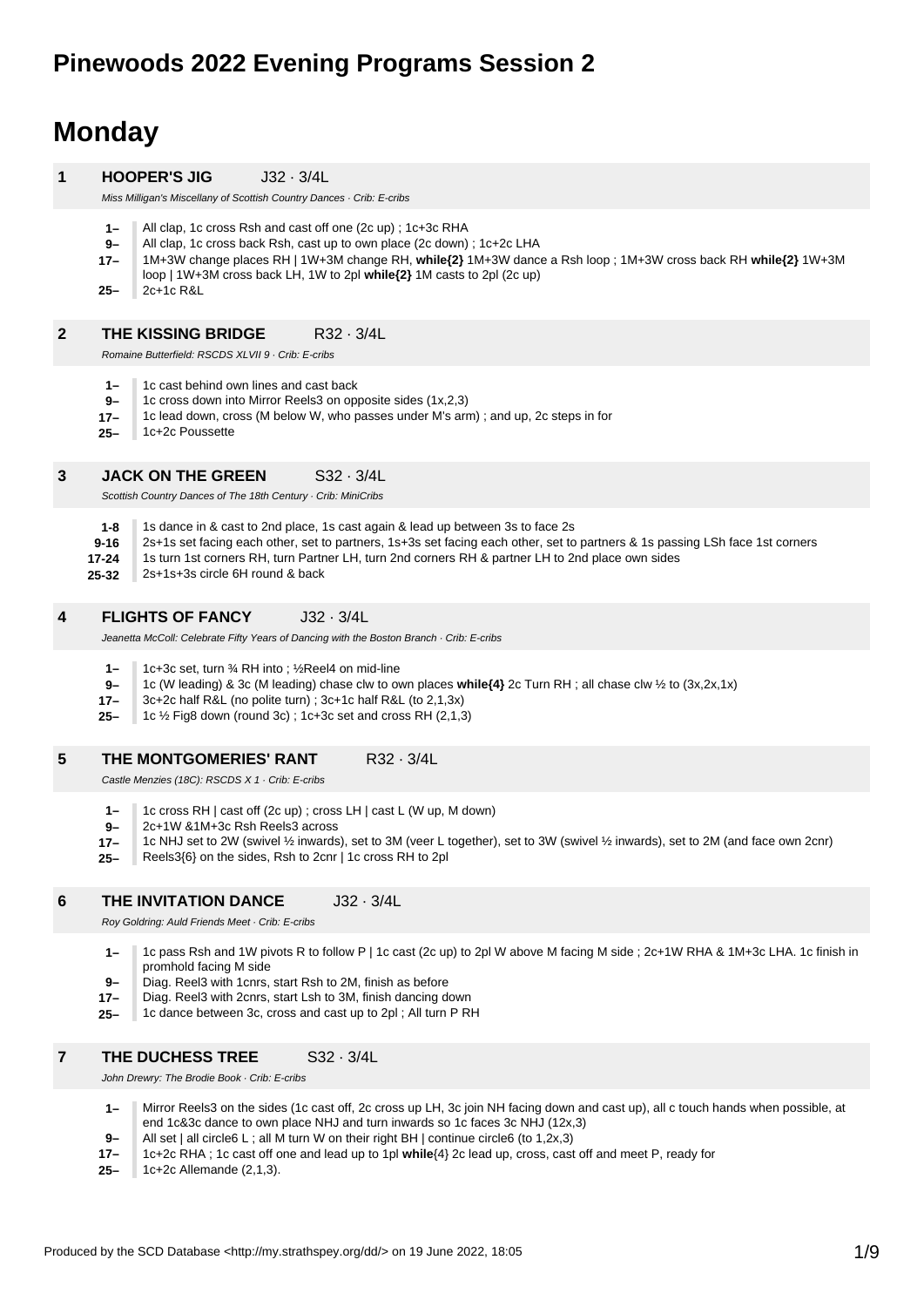# Pinewoods 2022 Evening Programs Session 2

## Monday

### 1 HOOPER'S JIG J32 · 3/4L

*Miss Milligan's Miscellany of Scottish Country Dances · Crib: E-cribs*

- **1–** All clap, 1c cross Rsh and cast off one (2c up) ; 1c+3c RHA
- **9–** All clap, 1c cross back Rsh, cast up to own place (2c down) ; 1c+2c LHA
- **17–** 1M+3W change places RH | 1W+3M change RH, **while{2}** 1M+3W dance a Rsh loop ; 1M+3W cross back RH **while{2}** 1W+3M loop | 1W+3M cross back LH, 1W to 2pl **while{2}** 1M casts to 2pl (2c up)
- **25–** 2c+1c R&L

### 2 THE KISSING BRIDGE R32 · 3/4L

*Romaine Butterfield: RSCDS XLVII 9 · Crib: E-cribs*

- **1–** 1c cast behind own lines and cast back
- **9–** 1c cross down into Mirror Reels3 on opposite sides (1x,2,3)
- **17–** 1c lead down, cross (M below W, who passes under M's arm) ; and up, 2c steps in for
- **25–** 1c+2c Poussette

### 3 JACK ON THE GREEN S32 · 3/4L

*Scottish Country Dances of The 18th Century · Crib: MiniCribs*

- **1-8** 1s dance in & cast to 2nd place, 1s cast again & lead up between 3s to face 2s
- **9-16** 2s+1s set facing each other, set to partners, 1s+3s set facing each other, set to partners & 1s passing LSh face 1st corners
- **17-24** 1s turn 1st corners RH, turn Partner LH, turn 2nd corners RH & partner LH to 2nd place own sides
- **25-32** 2s+1s+3s circle 6H round & back

### 4 FLIGHTS OF FANCY J32 · 3/4L

*Jeanetta McColl: Celebrate Fifty Years of Dancing with the Boston Branch · Crib: E-cribs*

- **1–** 1c+3c set, turn ¾ RH into ; ½Reel4 on mid-line
- **9–** 1c (W leading) & 3c (M leading) chase clw to own places **while{4}** 2c Turn RH ; all chase clw ½ to (3x,2x,1x)
- **17–** 3c+2c half R&L (no polite turn) ; 3c+1c half R&L (to 2,1,3x)
- **25–** 1c ½ Fig8 down (round 3c) ; 1c+3c set and cross RH (2,1,3)

### 5 THE MONTGOMERIES' RANT R32 · 3/4L

*Castle Menzies (18C): RSCDS X 1 · Crib: E-cribs*

- **1–** 1c cross RH | cast off (2c up) ; cross LH | cast L (W up, M down)
- **9–** 2c+1W &1M+3c Rsh Reels3 across
- **17–** 1c NHJ set to 2W (swivel ½ inwards), set to 3M (veer L together), set to 3W (swivel ½ inwards), set to 2M (and face own 2cnr)
- **25–** Reels3{6} on the sides, Rsh to 2cnr | 1c cross RH to 2pl

### 6 THE INVITATION DANCE J32 · 3/4L

*Roy Goldring: Auld Friends Meet · Crib: E-cribs*

- **1–** 1c pass Rsh and 1W pivots R to follow P | 1c cast (2c up) to 2pl W above M facing M side ; 2c+1W RHA & 1M+3c LHA. 1c finish in promhold facing M side
- **9–** Diag. Reel3 with 1cnrs, start Rsh to 2M, finish as before
- **17–** Diag. Reel3 with 2cnrs, start Lsh to 3M, finish dancing down
- **25–** 1c dance between 3c, cross and cast up to 2pl ; All turn P RH

### 7 THE DUCHESS TREE S32 · 3/4L

*John Drewry: The Brodie Book · Crib: E-cribs*

- **1–** Mirror Reels3 on the sides (1c cast off, 2c cross up LH, 3c join NH facing down and cast up), all c touch hands when possible, at end 1c&3c dance to own place NHJ and turn inwards so 1c faces 3c NHJ (12x,3)
- **9–** All set | all circle6 L ; all M turn W on their right BH | continue circle6 (to 1,2x,3)
- **17–** 1c+2c RHA ; 1c cast off one and lead up to 1pl **while**{4} 2c lead up, cross, cast off and meet P, ready for
- **25–** 1c+2c Allemande (2,1,3).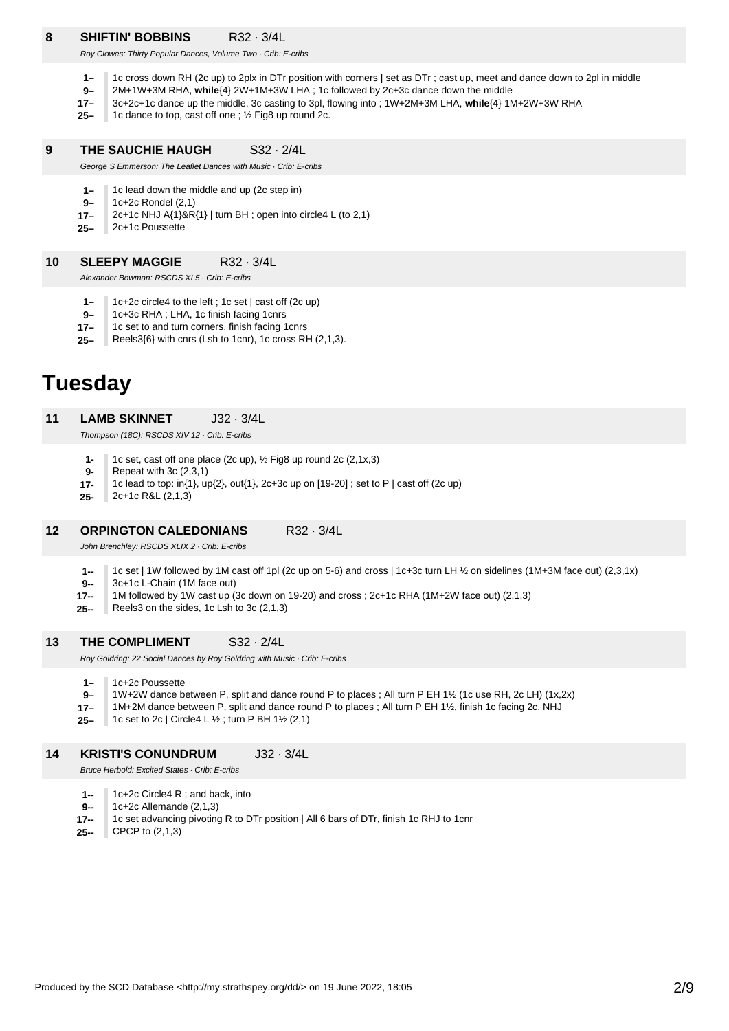### 8 SHIFTIN' BOBBINS R32 · 3/4L

*Roy Clowes: Thirty Popular Dances, Volume Two · Crib: E-cribs*

- **1–** 1c cross down RH (2c up) to 2plx in DTr position with corners | set as DTr ; cast up, meet and dance down to 2pl in middle
- **9–** 2M+1W+3M RHA, **while**{4} 2W+1M+3W LHA ; 1c followed by 2c+3c dance down the middle
- **17–** 3c+2c+1c dance up the middle, 3c casting to 3pl, flowing into ; 1W+2M+3M LHA, **while**{4} 1M+2W+3W RHA
- **25–** 1c dance to top, cast off one ; ½ Fig8 up round 2c.

### 9 THE SAUCHIE HAUGH S32 · 2/4L

*George S Emmerson: The Leaflet Dances with Music · Crib: E-cribs*

- **1–** 1c lead down the middle and up (2c step in)
- **9–** 1c+2c Rondel (2,1)
- **17–** 2c+1c NHJ A{1}&R{1} | turn BH ; open into circle4 L (to 2,1)
- **25–** 2c+1c Poussette

### 10 SLEEPY MAGGIE R32 · 3/4L

*Alexander Bowman: RSCDS XI 5 · Crib: E-cribs*

- **1–** 1c+2c circle4 to the left ; 1c set | cast off (2c up)
- **9–** 1c+3c RHA ; LHA, 1c finish facing 1cnrs
- **17–** 1c set to and turn corners, finish facing 1cnrs
- **25–** Reels3{6} with cnrs (Lsh to 1cnr), 1c cross RH (2,1,3).

# Tuesday

### 11 LAMB SKINNET J32 · 3/4L

*Thompson (18C): RSCDS XIV 12 · Crib: E-cribs*

- **1-** 1c set, cast off one place (2c up), ½ Fig8 up round 2c (2,1x,3)
- **9-** Repeat with 3c (2,3,1)
- **17-** 1c lead to top: in{1}, up{2}, out{1}, 2c+3c up on [19-20] ; set to P | cast off (2c up)
- **25-** 2c+1c R&L (2,1,3)

### 12 ORPINGTON CALEDONIANS R32 · 3/4L

*John Brenchley: RSCDS XLIX 2 · Crib: E-cribs*

- **1--** 1c set | 1W followed by 1M cast off 1pl (2c up on 5-6) and cross | 1c+3c turn LH ½ on sidelines (1M+3M face out) (2,3,1x)
- **9--** 3c+1c L-Chain (1M face out)
- **17--** 1M followed by 1W cast up (3c down on 19-20) and cross ; 2c+1c RHA (1M+2W face out) (2,1,3)
- **25--** Reels3 on the sides, 1c Lsh to 3c (2,1,3)

### 13 THE COMPLIMENT S32 · 2/4L

*Roy Goldring: 22 Social Dances by Roy Goldring with Music · Crib: E-cribs*

- **1–** 1c+2c Poussette
- **9–** 1W+2W dance between P, split and dance round P to places ; All turn P EH 1½ (1c use RH, 2c LH) (1x,2x)
- **17–** 1M+2M dance between P, split and dance round P to places ; All turn P EH 1½, finish 1c facing 2c, NHJ
- **25–** 1c set to 2c | Circle4 L ½ ; turn P BH 1½ (2,1)

### 14 KRISTI'S CONUNDRUM J32 · 3/4L

*Bruce Herbold: Excited States · Crib: E-cribs*

- **1--** 1c+2c Circle4 R ; and back, into
- **9--** 1c+2c Allemande (2,1,3)
- **17--** 1c set advancing pivoting R to DTr position | All 6 bars of DTr, finish 1c RHJ to 1cnr
- **25--** CPCP to (2,1,3)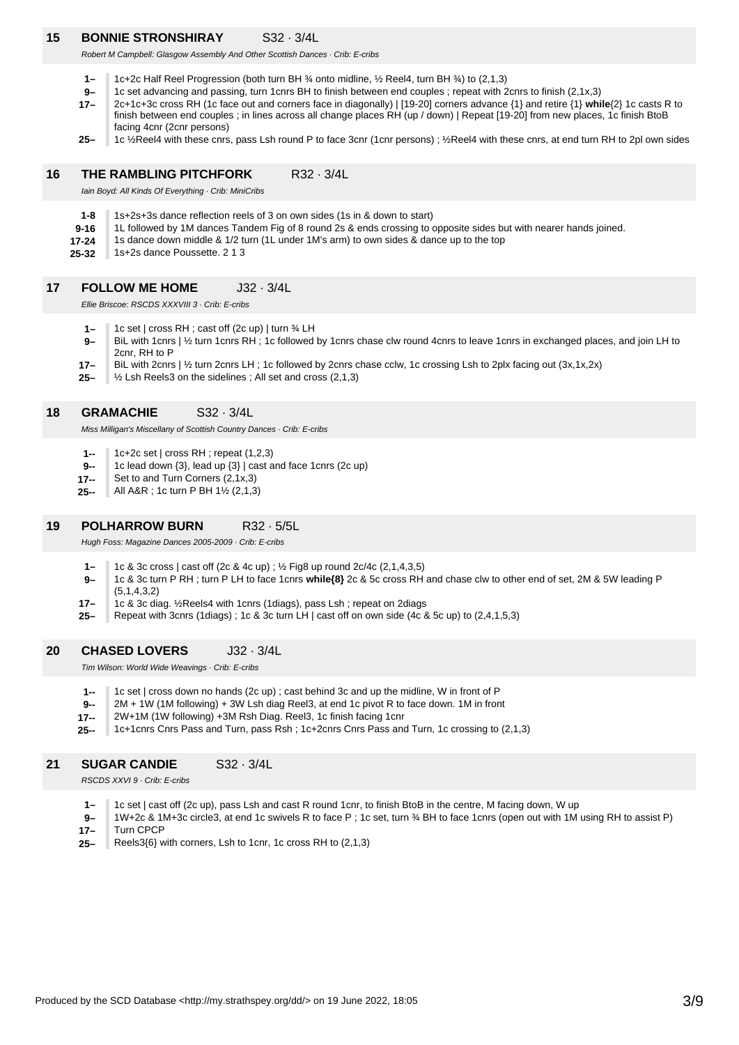## 15 BONNIE STRONSHIRAY S32 · 3/4L

*Robert M Campbell: Glasgow Assembly And Other Scottish Dances · Crib: E-cribs*

- **1–** 1c+2c Half Reel Progression (both turn BH ¾ onto midline, ½ Reel4, turn BH ¾) to (2,1,3)
- **9–** 1c set advancing and passing, turn 1cnrs BH to finish between end couples ; repeat with 2cnrs to finish (2,1x,3)
- **17–** 2c+1c+3c cross RH (1c face out and corners face in diagonally) | [19-20] corners advance {1} and retire {1} **while**{2} 1c casts R to finish between end couples ; in lines across all change places RH (up / down) | Repeat [19-20] from new places, 1c finish BtoB facing 4cnr (2cnr persons)
- **25–** 1c ½Reel4 with these cnrs, pass Lsh round P to face 3cnr (1cnr persons) ; ½Reel4 with these cnrs, at end turn RH to 2pl own sides

## 16 THE RAMBLING PITCHFORK R32 · 3/4L

*Iain Boyd: All Kinds Of Everything · Crib: MiniCribs*

- **1-8** 1s+2s+3s dance reflection reels of 3 on own sides (1s in & down to start)
- **9-16** 1L followed by 1M dances Tandem Fig of 8 round 2s & ends crossing to opposite sides but with nearer hands joined.
- **17-24** 1s dance down middle & 1/2 turn (1L under 1M's arm) to own sides & dance up to the top
- **25-32** 1s+2s dance Poussette. 2 1 3

## 17 FOLLOW ME HOME J32 · 3/4L

*Ellie Briscoe: RSCDS XXXVIII 3 · Crib: E-cribs*

- **1–** 1c set | cross RH ; cast off (2c up) | turn ¾ LH
- **9–** BiL with 1cnrs | ½ turn 1cnrs RH ; 1c followed by 1cnrs chase clw round 4cnrs to leave 1cnrs in exchanged places, and join LH to 2cnr, RH to P
- **17–** BiL with 2cnrs | ½ turn 2cnrs LH ; 1c followed by 2cnrs chase cclw, 1c crossing Lsh to 2plx facing out (3x,1x,2x)
- **25–** ½ Lsh Reels3 on the sidelines ; All set and cross (2,1,3)

## 18 GRAMACHIE S32 · 3/4L

*Miss Milligan's Miscellany of Scottish Country Dances · Crib: E-cribs*

- **1--** 1c+2c set | cross RH ; repeat (1,2,3)
- **9--** 1c lead down {3}, lead up {3} | cast and face 1cnrs (2c up)
- **17--** Set to and Turn Corners (2,1x,3)
- **25--** All A&R ; 1c turn P BH 1½ (2,1,3)

## 19 POLHARROW BURN R32 · 5/5L

*Hugh Foss: Magazine Dances 2005-2009 · Crib: E-cribs*

- **1–** 1c & 3c cross | cast off (2c & 4c up) ; ½ Fig8 up round 2c/4c (2,1,4,3,5)
- **9–** 1c & 3c turn P RH ; turn P LH to face 1cnrs **while{8}** 2c & 5c cross RH and chase clw to other end of set, 2M & 5W leading P (5,1,4,3,2)
- **17–** 1c & 3c diag. ½Reels4 with 1cnrs (1diags), pass Lsh ; repeat on 2diags
- **25–** Repeat with 3cnrs (1diags) ; 1c & 3c turn LH | cast off on own side (4c & 5c up) to (2,4,1,5,3)

## 20 CHASED LOVERS J32 · 3/4L

*Tim Wilson: World Wide Weavings · Crib: E-cribs*

- **1--** 1c set | cross down no hands (2c up) ; cast behind 3c and up the midline, W in front of P
- **9--** 2M + 1W (1M following) + 3W Lsh diag Reel3, at end 1c pivot R to face down. 1M in front
- **17--** 2W+1M (1W following) +3M Rsh Diag. Reel3, 1c finish facing 1cnr
- **25--** 1c+1cnrs Cnrs Pass and Turn, pass Rsh ; 1c+2cnrs Cnrs Pass and Turn, 1c crossing to (2,1,3)

## 21 SUGAR CANDIE S32 · 3/4L

*RSCDS XXVI 9 · Crib: E-cribs*

- **1–** 1c set | cast off (2c up), pass Lsh and cast R round 1cnr, to finish BtoB in the centre, M facing down, W up
- **9–** 1W+2c & 1M+3c circle3, at end 1c swivels R to face P ; 1c set, turn ¾ BH to face 1cnrs (open out with 1M using RH to assist P)
- **17–** Turn CPCP
- **25–** Reels3{6} with corners, Lsh to 1cnr, 1c cross RH to (2,1,3)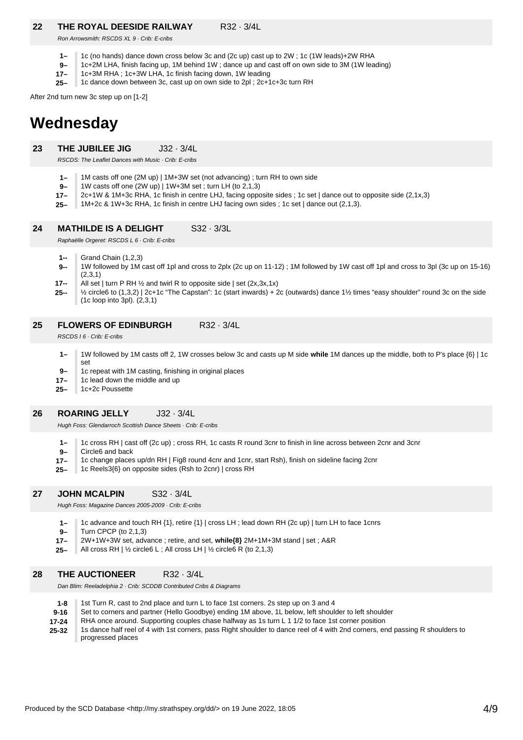### 22 THE ROYAL DEESIDE RAILWAY R32 · 3/4L

*Ron Arrowsmith: RSCDS XL 9 · Crib: E-cribs*

- **1–** 1c (no hands) dance down cross below 3c and (2c up) cast up to 2W ; 1c (1W leads)+2W RHA
- **9–** 1c+2M LHA, finish facing up, 1M behind 1W ; dance up and cast off on own side to 3M (1W leading)
- **17–** 1c+3M RHA ; 1c+3W LHA, 1c finish facing down, 1W leading
- **25–** 1c dance down between 3c, cast up on own side to 2pl ; 2c+1c+3c turn RH

After 2nd turn new 3c step up on [1-2]

# Wednesday

### 23 THE JUBILEE JIG J32 · 3/4L

*RSCDS: The Leaflet Dances with Music · Crib: E-cribs*

- **1–** 1M casts off one (2M up) | 1M+3W set (not advancing) ; turn RH to own side
- **9–** 1W casts off one (2W up) | 1W+3M set ; turn LH (to 2,1,3)
- **17–** 2c+1W & 1M+3c RHA, 1c finish in centre LHJ, facing opposite sides ; 1c set | dance out to opposite side (2,1x,3)
- **25–** 1M+2c & 1W+3c RHA, 1c finish in centre LHJ facing own sides ; 1c set | dance out (2,1,3).

### 24 MATHILDE IS A DELIGHT S32 · 3/3L

*Raphaëlle Orgeret: RSCDS L 6 · Crib: E-cribs*

- **1--** Grand Chain (1,2,3)
- **9--** 1W followed by 1M cast off 1pl and cross to 2plx (2c up on 11-12) ; 1M followed by 1W cast off 1pl and cross to 3pl (3c up on 15-16) (2,3,1)
- **17--** All set | turn P RH ½ and twirl R to opposite side | set (2x,3x,1x)
- **25--** ½ circle6 to (1,3,2) | 2c+1c "The Capstan": 1c (start inwards) + 2c (outwards) dance 1½ times "easy shoulder" round 3c on the side (1c loop into 3pl). (2,3,1)

### 25 FLOWERS OF EDINBURGH R32 · 3/4L

*RSCDS I 6 · Crib: E-cribs*

- **1–** 1W followed by 1M casts off 2, 1W crosses below 3c and casts up M side **while** 1M dances up the middle, both to P's place {6} | 1c set
- **9–** 1c repeat with 1M casting, finishing in original places
- **17–** 1c lead down the middle and up
- **25–** 1c+2c Poussette

### 26 ROARING JELLY J32 · 3/4L

*Hugh Foss: Glendarroch Scottish Dance Sheets · Crib: E-cribs*

- **1–** 1c cross RH | cast off (2c up) ; cross RH, 1c casts R round 3cnr to finish in line across between 2cnr and 3cnr
- **9–** Circle6 and back
- **17–** 1c change places up/dn RH | Fig8 round 4cnr and 1cnr, start Rsh), finish on sideline facing 2cnr
- **25–** 1c Reels3{6} on opposite sides (Rsh to 2cnr) | cross RH

### 27 JOHN MCALPIN S32 · 3/4L

*Hugh Foss: Magazine Dances 2005-2009 · Crib: E-cribs*

- **1–** 1c advance and touch RH {1}, retire {1} | cross LH ; lead down RH (2c up) | turn LH to face 1cnrs
- **9–** Turn CPCP (to 2,1,3)
- **17–** 2W+1W+3W set, advance ; retire, and set, **while{8}** 2M+1M+3M stand | set ; A&R
- **25–** All cross RH | ½ circle6 L ; All cross LH | ½ circle6 R (to 2,1,3)

### 28 THE AUCTIONEER R32 · 3/4L

*Dan Blim: Reeladelphia 2 · Crib: SCDDB Contributed Cribs & Diagrams*

- **1-8** 1st Turn R, cast to 2nd place and turn L to face 1st corners. 2s step up on 3 and 4
- **9-16** Set to corners and partner (Hello Goodbye) ending 1M above, 1L below, left shoulder to left shoulder
- **17-24** RHA once around. Supporting couples chase halfway as 1s turn L 1 1/2 to face 1st corner position
- **25-32** 1s dance half reel of 4 with 1st corners, pass Right shoulder to dance reel of 4 with 2nd corners, end passing R shoulders to progressed places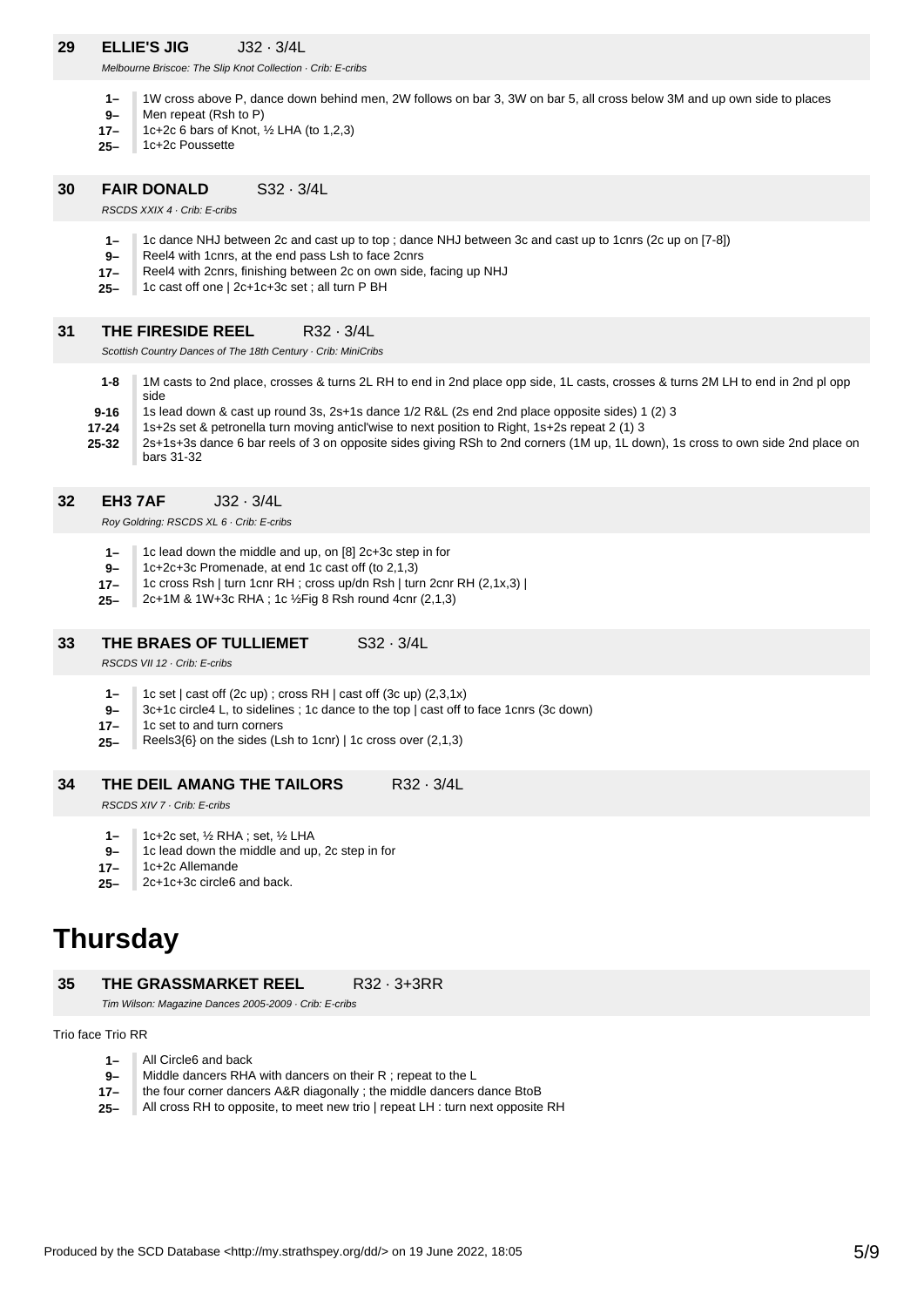### 29 ELLIE'S JIG J32 · 3/4L

*Melbourne Briscoe: The Slip Knot Collection · Crib: E-cribs*

- **1–** 1W cross above P, dance down behind men, 2W follows on bar 3, 3W on bar 5, all cross below 3M and up own side to places
- **9–** Men repeat (Rsh to P)
- **17–** 1c+2c 6 bars of Knot, ½ LHA (to 1,2,3)
- **25–** 1c+2c Poussette

### 30 FAIR DONALD S32 · 3/4L

*RSCDS XXIX 4 · Crib: E-cribs*

- **1–** 1c dance NHJ between 2c and cast up to top ; dance NHJ between 3c and cast up to 1cnrs (2c up on [7-8])
- **9–** Reel4 with 1cnrs, at the end pass Lsh to face 2cnrs
- **17–** Reel4 with 2cnrs, finishing between 2c on own side, facing up NHJ
- **25–** 1c cast off one | 2c+1c+3c set ; all turn P BH

### 31 THE FIRESIDE REEL R32 · 3/4L

*Scottish Country Dances of The 18th Century · Crib: MiniCribs*

- **1-8** 1M casts to 2nd place, crosses & turns 2L RH to end in 2nd place opp side, 1L casts, crosses & turns 2M LH to end in 2nd pl opp side
- **9-16** 1s lead down & cast up round 3s, 2s+1s dance 1/2 R&L (2s end 2nd place opposite sides) 1 (2) 3
- **17-24** 1s+2s set & petronella turn moving anticl'wise to next position to Right, 1s+2s repeat 2 (1) 3
- **25-32** 2s+1s+3s dance 6 bar reels of 3 on opposite sides giving RSh to 2nd corners (1M up, 1L down), 1s cross to own side 2nd place on bars 31-32

### 32 EH3 7AF J32 · 3/4L

*Roy Goldring: RSCDS XL 6 · Crib: E-cribs*

- **1–** 1c lead down the middle and up, on [8] 2c+3c step in for
- **9–** 1c+2c+3c Promenade, at end 1c cast off (to 2,1,3)
- **17–** 1c cross Rsh | turn 1cnr RH ; cross up/dn Rsh | turn 2cnr RH (2,1x,3) |
- **25–** 2c+1M & 1W+3c RHA ; 1c ½Fig 8 Rsh round 4cnr (2,1,3)

### 33 THE BRAES OF TULLIEMET S32 · 3/4L

*RSCDS VII 12 · Crib: E-cribs*

- **1–** 1c set | cast off (2c up) ; cross RH | cast off (3c up) (2,3,1x)
- **9–** 3c+1c circle4 L, to sidelines ; 1c dance to the top | cast off to face 1cnrs (3c down)
- **17–** 1c set to and turn corners
- **25–** Reels3{6} on the sides (Lsh to 1cnr) | 1c cross over (2,1,3)

### 34 THE DEIL AMANG THE TAILORS R32 · 3/4L

*RSCDS XIV 7 · Crib: E-cribs*

- **1–** 1c+2c set, ½ RHA ; set, ½ LHA
- **9–** 1c lead down the middle and up, 2c step in for
- **17–** 1c+2c Allemande
- **25–** 2c+1c+3c circle6 and back.

# Thursday

### 35 THE GRASSMARKET REEL R32 · 3+3RR

*Tim Wilson: Magazine Dances 2005-2009 · Crib: E-cribs*

Trio face Trio RR

- **1–** All Circle6 and back
- **9–** Middle dancers RHA with dancers on their R ; repeat to the L
- **17–** the four corner dancers A&R diagonally ; the middle dancers dance BtoB
- **25–** All cross RH to opposite, to meet new trio | repeat LH : turn next opposite RH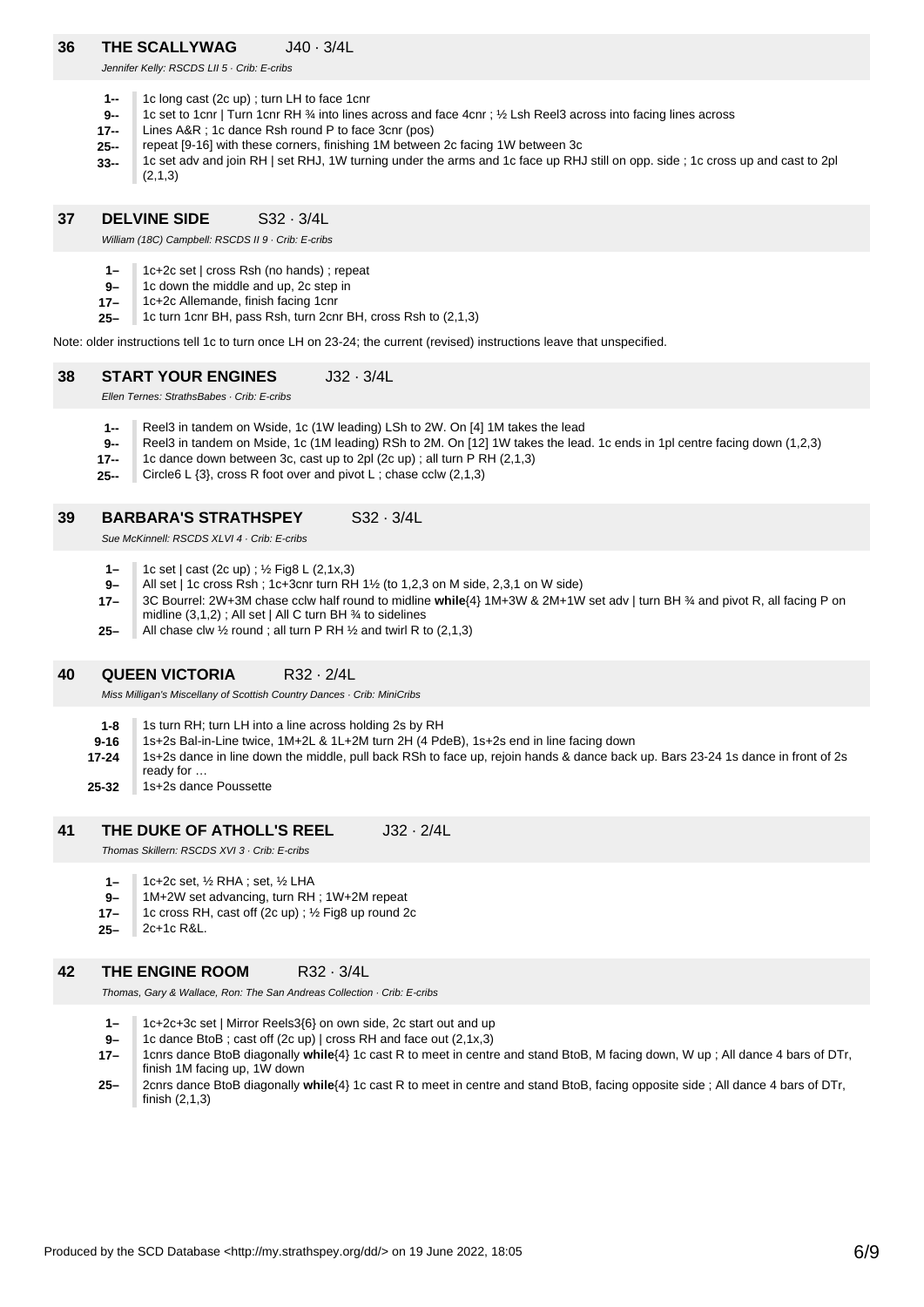## 36 THE SCALLYWAG J40 · 3/4L

*Jennifer Kelly: RSCDS LII 5 · Crib: E-cribs*

- **1--** 1c long cast (2c up) ; turn LH to face 1cnr
- **9--** 1c set to 1cnr | Turn 1cnr RH ¾ into lines across and face 4cnr ; ½ Lsh Reel3 across into facing lines across
- **17--** Lines A&R ; 1c dance Rsh round P to face 3cnr (pos)
- **25--** repeat [9-16] with these corners, finishing 1M between 2c facing 1W between 3c
- **33--** 1c set adv and join RH | set RHJ, 1W turning under the arms and 1c face up RHJ still on opp. side ; 1c cross up and cast to 2pl (2,1,3)

## 37 DELVINE SIDE S32 · 3/4L

*William (18C) Campbell: RSCDS II 9 · Crib: E-cribs*

- **1–** 1c+2c set | cross Rsh (no hands) ; repeat
- **9–** 1c down the middle and up, 2c step in
- **17–** 1c+2c Allemande, finish facing 1cnr
- **25–** 1c turn 1cnr BH, pass Rsh, turn 2cnr BH, cross Rsh to (2,1,3)

Note: older instructions tell 1c to turn once LH on 23-24; the current (revised) instructions leave that unspecified.

## 38 START YOUR ENGINES J32 · 3/4L

*Ellen Ternes: StrathsBabes · Crib: E-cribs*

- **1--** Reel3 in tandem on Wside, 1c (1W leading) LSh to 2W. On [4] 1M takes the lead
- **9--** Reel3 in tandem on Mside, 1c (1M leading) RSh to 2M. On [12] 1W takes the lead. 1c ends in 1pl centre facing down (1,2,3)
- **17--** 1c dance down between 3c, cast up to 2pl (2c up) ; all turn P RH (2,1,3)
- **25--** Circle6 L {3}, cross R foot over and pivot L ; chase cclw (2,1,3)

## 39 BARBARA'S STRATHSPEY S32 · 3/4L

*Sue McKinnell: RSCDS XLVI 4 · Crib: E-cribs*

- **1–** 1c set | cast (2c up) ; ½ Fig8 L (2,1x,3)
- **9–** All set | 1c cross Rsh ; 1c+3cnr turn RH 1½ (to 1,2,3 on M side, 2,3,1 on W side)
- **17–** 3C Bourrel: 2W+3M chase cclw half round to midline **while**{4} 1M+3W & 2M+1W set adv | turn BH ¾ and pivot R, all facing P on midline (3,1,2) ; All set | All C turn BH ¾ to sidelines
- **25–** All chase clw ½ round ; all turn P RH ½ and twirl R to (2,1,3)

## 40 QUEEN VICTORIA R32 · 2/4L

*Miss Milligan's Miscellany of Scottish Country Dances · Crib: MiniCribs*

- **1-8** 1s turn RH; turn LH into a line across holding 2s by RH
- **9-16** 1s+2s Bal-in-Line twice, 1M+2L & 1L+2M turn 2H (4 PdeB), 1s+2s end in line facing down
- **17-24** 1s+2s dance in line down the middle, pull back RSh to face up, rejoin hands & dance back up. Bars 23-24 1s dance in front of 2s ready for …
- **25-32** 1s+2s dance Poussette

## 41 THE DUKE OF ATHOLL'S REEL J32 · 2/4L

*Thomas Skillern: RSCDS XVI 3 · Crib: E-cribs*

- **1–** 1c+2c set, ½ RHA ; set, ½ LHA
- **9–** 1M+2W set advancing, turn RH ; 1W+2M repeat
- **17–** 1c cross RH, cast off (2c up) ; ½ Fig8 up round 2c
- **25–** 2c+1c R&L.

## 42 THE ENGINE ROOM R32 · 3/4L

*Thomas, Gary & Wallace, Ron: The San Andreas Collection · Crib: E-cribs*

- **1–** 1c+2c+3c set | Mirror Reels3{6} on own side, 2c start out and up
- **9–** 1c dance BtoB ; cast off (2c up) | cross RH and face out (2,1x,3)
- **17–** 1cnrs dance BtoB diagonally **while**{4} 1c cast R to meet in centre and stand BtoB, M facing down, W up ; All dance 4 bars of DTr, finish 1M facing up, 1W down
- **25–** 2cnrs dance BtoB diagonally **while**{4} 1c cast R to meet in centre and stand BtoB, facing opposite side ; All dance 4 bars of DTr, finish (2,1,3)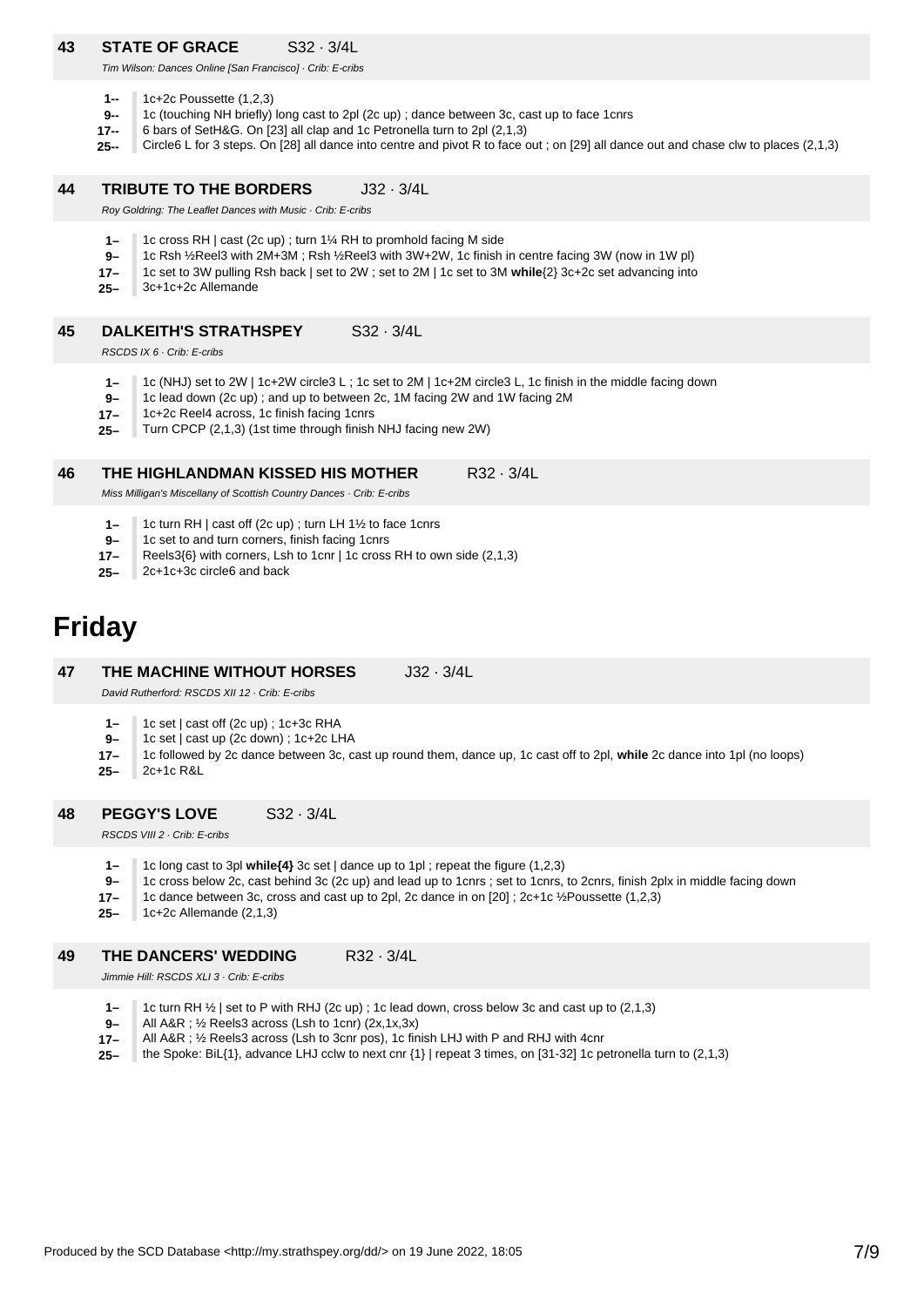### 43 STATE OF GRACE S32 · 3/4L

*Tim Wilson: Dances Online [San Francisco] · Crib: E-cribs*

- **1--** 1c+2c Poussette (1,2,3)
- **9--** 1c (touching NH briefly) long cast to 2pl (2c up) ; dance between 3c, cast up to face 1cnrs
- **17--** 6 bars of SetH&G. On [23] all clap and 1c Petronella turn to 2pl (2,1,3)
- **25--** Circle6 L for 3 steps. On [28] all dance into centre and pivot R to face out ; on [29] all dance out and chase clw to places (2,1,3)

### 44 TRIBUTE TO THE BORDERS J32 · 3/4L

*Roy Goldring: The Leaflet Dances with Music · Crib: E-cribs*

- **1–** 1c cross RH | cast (2c up) ; turn 1¼ RH to promhold facing M side
- **9–** 1c Rsh ½Reel3 with 2M+3M ; Rsh ½Reel3 with 3W+2W, 1c finish in centre facing 3W (now in 1W pl)
- **17–** 1c set to 3W pulling Rsh back | set to 2W ; set to 2M | 1c set to 3M **while**{2} 3c+2c set advancing into
- **25–** 3c+1c+2c Allemande

### 45 DALKEITH'S STRATHSPEY S32 · 3/4L

*RSCDS IX 6 · Crib: E-cribs*

- **1–** 1c (NHJ) set to 2W | 1c+2W circle3 L ; 1c set to 2M | 1c+2M circle3 L, 1c finish in the middle facing down
- **9–** 1c lead down (2c up) ; and up to between 2c, 1M facing 2W and 1W facing 2M
- **17–** 1c+2c Reel4 across, 1c finish facing 1cnrs
- **25–** Turn CPCP (2,1,3) (1st time through finish NHJ facing new 2W)

### 46 THE HIGHLANDMAN KISSED HIS MOTHER R32 · 3/4L

*Miss Milligan's Miscellany of Scottish Country Dances · Crib: E-cribs*

- **1–** 1c turn RH | cast off (2c up) ; turn LH 1½ to face 1cnrs
- **9–** 1c set to and turn corners, finish facing 1cnrs
- **17–** Reels3{6} with corners, Lsh to 1cnr | 1c cross RH to own side (2,1,3)
- **25–** 2c+1c+3c circle6 and back

# Friday

### 47 THE MACHINE WITHOUT HORSES J32 · 3/4L

*David Rutherford: RSCDS XII 12 · Crib: E-cribs*

- **1–** 1c set | cast off (2c up) ; 1c+3c RHA
- **9–** 1c set | cast up (2c down) ; 1c+2c LHA
- **17–** 1c followed by 2c dance between 3c, cast up round them, dance up, 1c cast off to 2pl, **while** 2c dance into 1pl (no loops)
- **25–** 2c+1c R&L

### 48 PEGGY'S LOVE S32 · 3/4L

*RSCDS VIII 2 · Crib: E-cribs*

- **1–** 1c long cast to 3pl **while{4}** 3c set | dance up to 1pl ; repeat the figure (1,2,3)
- **9–** 1c cross below 2c, cast behind 3c (2c up) and lead up to 1cnrs ; set to 1cnrs, to 2cnrs, finish 2plx in middle facing down
- **17–** 1c dance between 3c, cross and cast up to 2pl, 2c dance in on [20] ; 2c+1c ½Poussette (1,2,3)
- **25–** 1c+2c Allemande (2,1,3)

### 49 THE DANCERS' WEDDING R32 · 3/4L

*Jimmie Hill: RSCDS XLI 3 · Crib: E-cribs*

- **1–** 1c turn RH ½ | set to P with RHJ (2c up) ; 1c lead down, cross below 3c and cast up to (2,1,3)
- **9–** All A&R ; ½ Reels3 across (Lsh to 1cnr) (2x,1x,3x)
- **17–** All A&R ; ½ Reels3 across (Lsh to 3cnr pos), 1c finish LHJ with P and RHJ with 4cnr
- **25–** the Spoke: BiL{1}, advance LHJ cclw to next cnr {1} | repeat 3 times, on [31-32] 1c petronella turn to (2,1,3)

Produced by the SCD Database <http://my.strathspey.org/dd/> on 19 June 2022, 18:05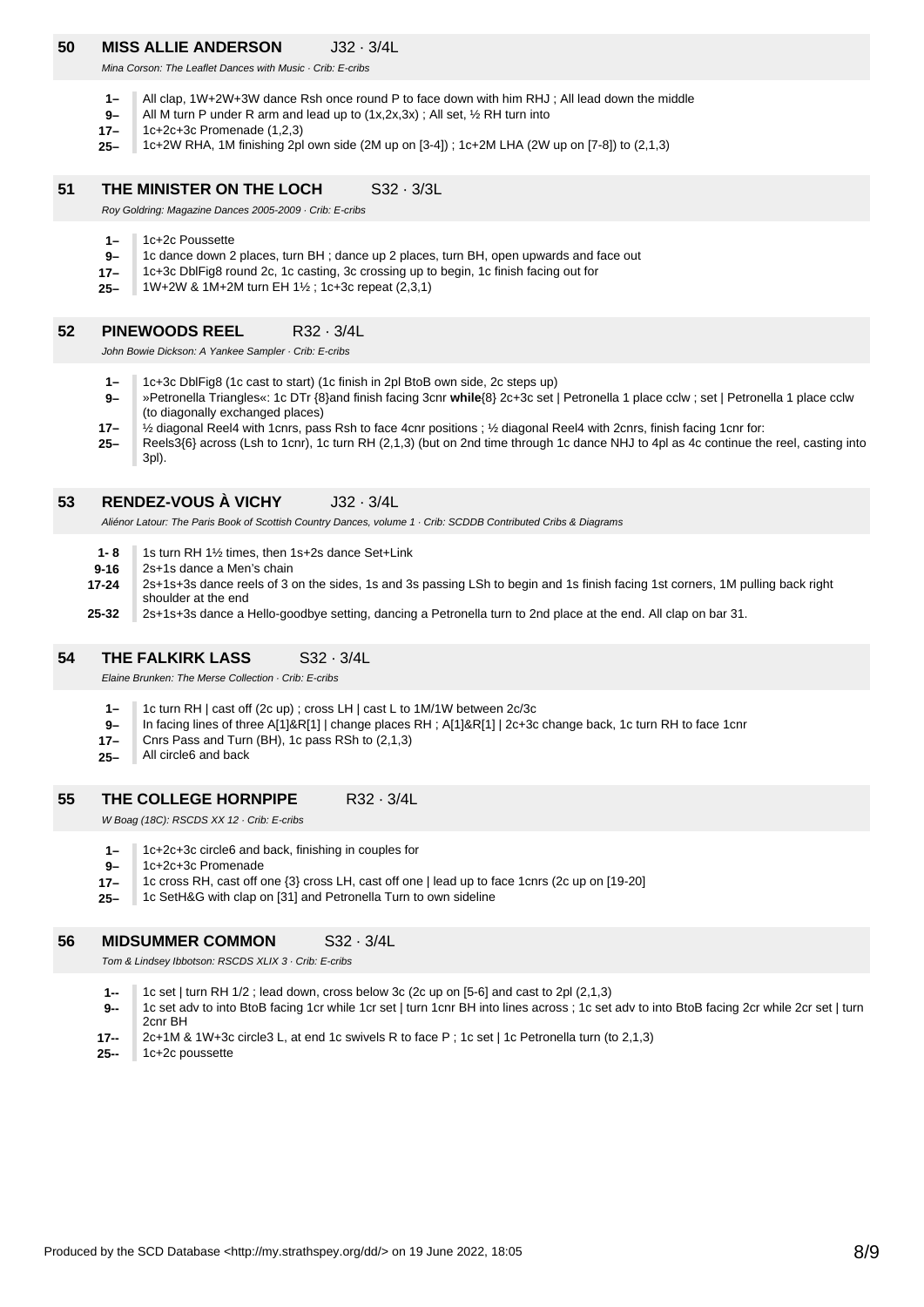## 50 MISS ALLIE ANDERSON J32 · 3/4L

*Mina Corson: The Leaflet Dances with Music · Crib: E-cribs*

- **1–** All clap, 1W+2W+3W dance Rsh once round P to face down with him RHJ ; All lead down the middle
- **9–** All M turn P under R arm and lead up to (1x,2x,3x) ; All set, ½ RH turn into
- **17–** 1c+2c+3c Promenade (1,2,3)
- **25–** 1c+2W RHA, 1M finishing 2pl own side (2M up on [3-4]) ; 1c+2M LHA (2W up on [7-8]) to (2,1,3)

## 51 THE MINISTER ON THE LOCH S32 · 3/3L

*Roy Goldring: Magazine Dances 2005-2009 · Crib: E-cribs*

- **1–** 1c+2c Poussette
- **9–** 1c dance down 2 places, turn BH ; dance up 2 places, turn BH, open upwards and face out
- **17–** 1c+3c DblFig8 round 2c, 1c casting, 3c crossing up to begin, 1c finish facing out for
- **25–** 1W+2W & 1M+2M turn EH 1½ ; 1c+3c repeat (2,3,1)

## 52 PINEWOODS REEL R32 · 3/4L

*John Bowie Dickson: A Yankee Sampler · Crib: E-cribs*

- **1–** 1c+3c DblFig8 (1c cast to start) (1c finish in 2pl BtoB own side, 2c steps up)
- **9–** »Petronella Triangles«: 1c DTr {8}and finish facing 3cnr **while**{8} 2c+3c set | Petronella 1 place cclw ; set | Petronella 1 place cclw (to diagonally exchanged places)
- **17–** ½ diagonal Reel4 with 1cnrs, pass Rsh to face 4cnr positions ; ½ diagonal Reel4 with 2cnrs, finish facing 1cnr for:
- **25–** Reels3{6} across (Lsh to 1cnr), 1c turn RH (2,1,3) (but on 2nd time through 1c dance NHJ to 4pl as 4c continue the reel, casting into 3pl).

## 53 RENDEZ-VOUS À VICHY J32 · 3/4L

*Aliénor Latour: The Paris Book of Scottish Country Dances, volume 1 · Crib: SCDDB Contributed Cribs & Diagrams*

- **1- 8** 1s turn RH 1½ times, then 1s+2s dance Set+Link
- **9-16** 2s+1s dance a Men's chain
- **17-24** 2s+1s+3s dance reels of 3 on the sides, 1s and 3s passing LSh to begin and 1s finish facing 1st corners, 1M pulling back right shoulder at the end
- **25-32** 2s+1s+3s dance a Hello-goodbye setting, dancing a Petronella turn to 2nd place at the end. All clap on bar 31.

## 54 THE FALKIRK LASS S32 · 3/4L

*Elaine Brunken: The Merse Collection · Crib: E-cribs*

- **1–** 1c turn RH | cast off (2c up) ; cross LH | cast L to 1M/1W between 2c/3c
- **9–** In facing lines of three A[1]&R[1] | change places RH ; A[1]&R[1] | 2c+3c change back, 1c turn RH to face 1cnr
- **17–** Cnrs Pass and Turn (BH), 1c pass RSh to (2,1,3)
- **25–** All circle6 and back

## 55 THE COLLEGE HORNPIPE R32 · 3/4L

*W Boag (18C): RSCDS XX 12 · Crib: E-cribs*

- **1–** 1c+2c+3c circle6 and back, finishing in couples for
- **9–** 1c+2c+3c Promenade
- **17–** 1c cross RH, cast off one {3} cross LH, cast off one | lead up to face 1cnrs (2c up on [19-20]
- **25–** 1c SetH&G with clap on [31] and Petronella Turn to own sideline

## 56 MIDSUMMER COMMON S32 · 3/4L

*Tom & Lindsey Ibbotson: RSCDS XLIX 3 · Crib: E-cribs*

- **1--** 1c set | turn RH 1/2 ; lead down, cross below 3c (2c up on [5-6] and cast to 2pl (2,1,3)
- **9--** 1c set adv to into BtoB facing 1cr while 1cr set | turn 1cnr BH into lines across ; 1c set adv to into BtoB facing 2cr while 2cr set | turn 2cnr BH
- **17--** 2c+1M & 1W+3c circle3 L, at end 1c swivels R to face P ; 1c set | 1c Petronella turn (to 2,1,3)
- **25--** 1c+2c poussette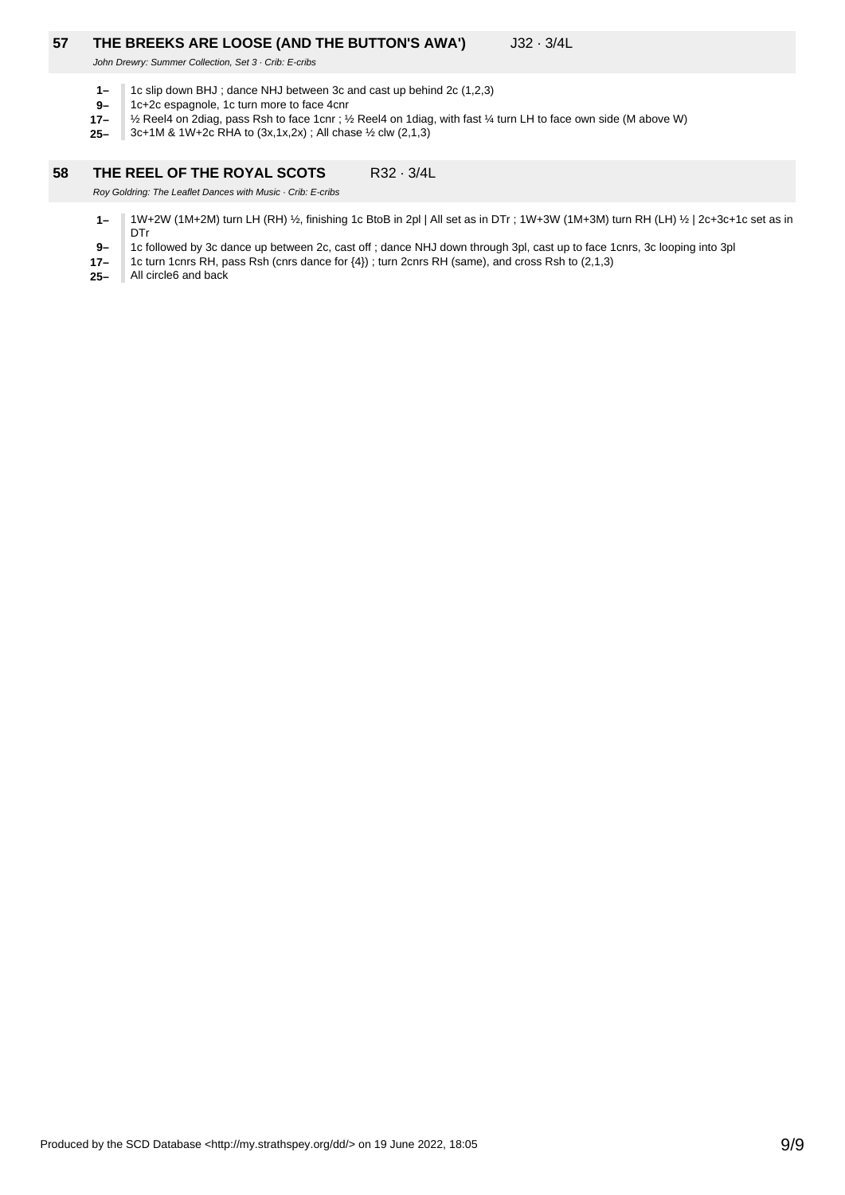## 57 THE BREEKS ARE LOOSE (AND THE BUTTON'S AWA') J32 · 3/4L

*John Drewry: Summer Collection, Set 3 · Crib: E-cribs*

- **1–** 1c slip down BHJ ; dance NHJ between 3c and cast up behind 2c (1,2,3)
- **9–** 1c+2c espagnole, 1c turn more to face 4cnr
- **17–** ½ Reel4 on 2diag, pass Rsh to face 1cnr ; ½ Reel4 on 1diag, with fast ¼ turn LH to face own side (M above W)
- **25–** 3c+1M & 1W+2c RHA to (3x,1x,2x) ; All chase ½ clw (2,1,3)

## 58 THE REEL OF THE ROYAL SCOTS R32 · 3/4L

*Roy Goldring: The Leaflet Dances with Music · Crib: E-cribs*

- **1–** 1W+2W (1M+2M) turn LH (RH) ½, finishing 1c BtoB in 2pl | All set as in DTr ; 1W+3W (1M+3M) turn RH (LH) ½ | 2c+3c+1c set as in DTr
- **9–** 1c followed by 3c dance up between 2c, cast off ; dance NHJ down through 3pl, cast up to face 1cnrs, 3c looping into 3pl
- **17–** 1c turn 1cnrs RH, pass Rsh (cnrs dance for {4}) ; turn 2cnrs RH (same), and cross Rsh to (2,1,3)
- **25–** All circle6 and back

Produced by the SCD Database <http://my.strathspey.org/dd/> on 19 June 2022, 18:05